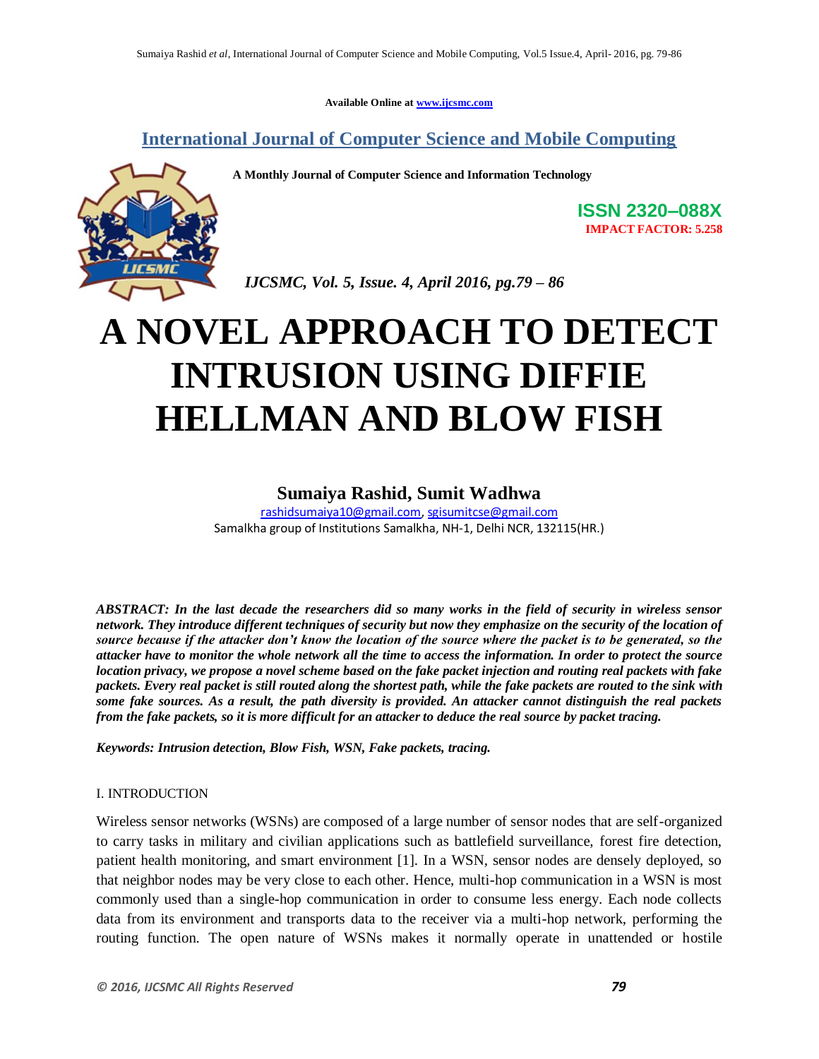Available Online at www.ijcsmc.com

## International Journal of Computer Science and Mobile Computing

**A Monthly Journal of Computer Science and Information Technology**

**ISSN 2320–088X**
**IMPACT FACTOR: 5.258**

*IJCSMC, Vol. 5, Issue. 4, April 2016, pg.79 – 86*

# A NOVEL APPROACH TO DETECT INTRUSION USING DIFFIE HELLMAN AND BLOW FISH

**Sumaiya Rashid, Sumit Wadhwa**

rashidsumaiya10@gmail.com, sgisumitcse@gmail.com
Samalkha group of Institutions Samalkha, NH-1, Delhi NCR, 132115(HR.)

***ABSTRACT: In the last decade the researchers did so many works in the field of security in wireless sensor network. They introduce different techniques of security but now they emphasize on the security of the location of source because if the attacker don't know the location of the source where the packet is to be generated, so the attacker have to monitor the whole network all the time to access the information. In order to protect the source location privacy, we propose a novel scheme based on the fake packet injection and routing real packets with fake packets. Every real packet is still routed along the shortest path, while the fake packets are routed to the sink with some fake sources. As a result, the path diversity is provided. An attacker cannot distinguish the real packets from the fake packets, so it is more difficult for an attacker to deduce the real source by packet tracing.***

***Keywords: Intrusion detection, Blow Fish, WSN, Fake packets, tracing.***

## I. INTRODUCTION

Wireless sensor networks (WSNs) are composed of a large number of sensor nodes that are self-organized to carry tasks in military and civilian applications such as battlefield surveillance, forest fire detection, patient health monitoring, and smart environment [1]. In a WSN, sensor nodes are densely deployed, so that neighbor nodes may be very close to each other. Hence, multi-hop communication in a WSN is most commonly used than a single-hop communication in order to consume less energy. Each node collects data from its environment and transports data to the receiver via a multi-hop network, performing the routing function. The open nature of WSNs makes it normally operate in unattended or hostile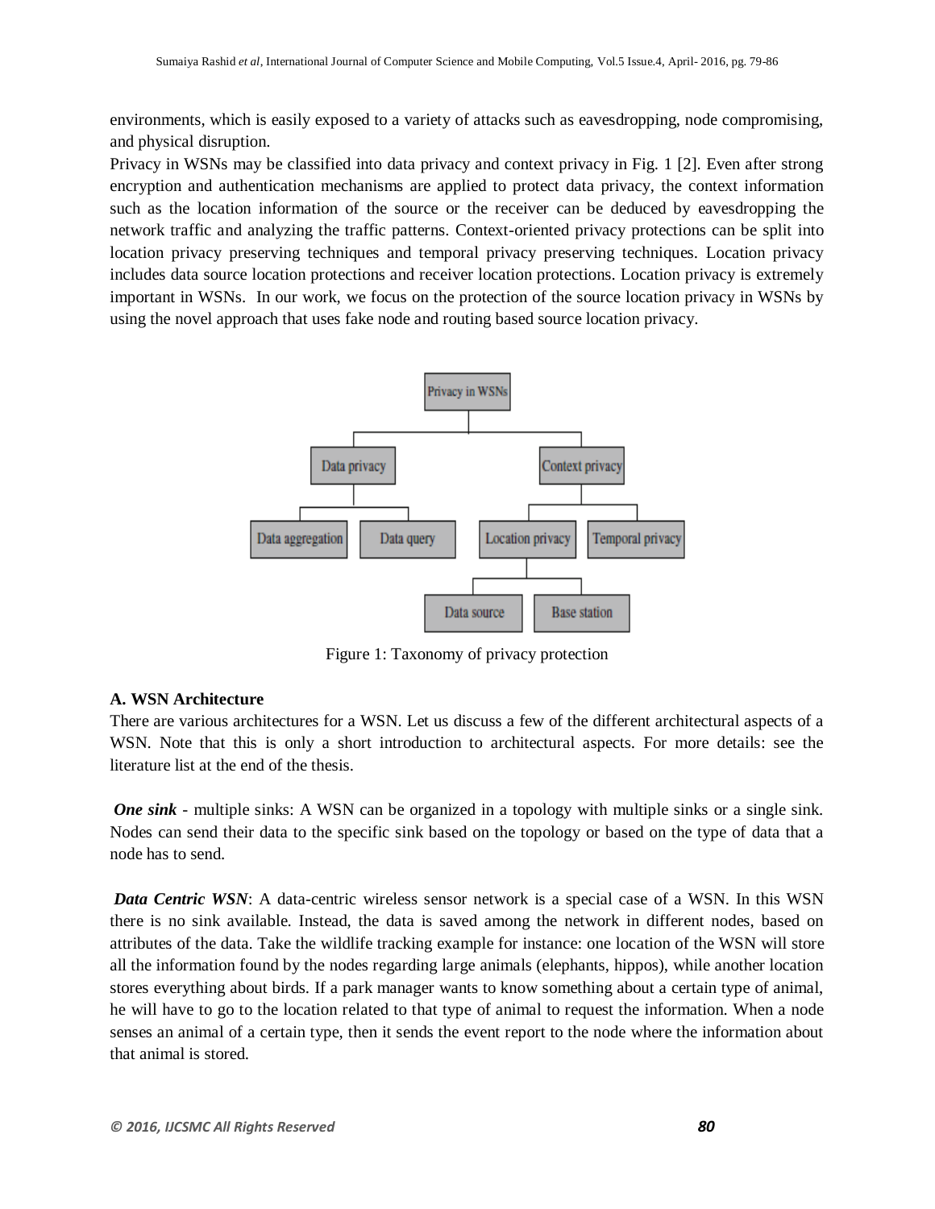environments, which is easily exposed to a variety of attacks such as eavesdropping, node compromising, and physical disruption.

Privacy in WSNs may be classified into data privacy and context privacy in Fig. 1 [2]. Even after strong encryption and authentication mechanisms are applied to protect data privacy, the context information such as the location information of the source or the receiver can be deduced by eavesdropping the network traffic and analyzing the traffic patterns. Context-oriented privacy protections can be split into location privacy preserving techniques and temporal privacy preserving techniques. Location privacy includes data source location protections and receiver location protections. Location privacy is extremely important in WSNs. In our work, we focus on the protection of the source location privacy in WSNs by using the novel approach that uses fake node and routing based source location privacy.

Figure 1: Taxonomy of privacy protection

### A. WSN Architecture

There are various architectures for a WSN. Let us discuss a few of the different architectural aspects of a WSN. Note that this is only a short introduction to architectural aspects. For more details: see the literature list at the end of the thesis.

***One sink*** - multiple sinks: A WSN can be organized in a topology with multiple sinks or a single sink. Nodes can send their data to the specific sink based on the topology or based on the type of data that a node has to send.

***Data Centric WSN***: A data-centric wireless sensor network is a special case of a WSN. In this WSN there is no sink available. Instead, the data is saved among the network in different nodes, based on attributes of the data. Take the wildlife tracking example for instance: one location of the WSN will store all the information found by the nodes regarding large animals (elephants, hippos), while another location stores everything about birds. If a park manager wants to know something about a certain type of animal, he will have to go to the location related to that type of animal to request the information. When a node senses an animal of a certain type, then it sends the event report to the node where the information about that animal is stored.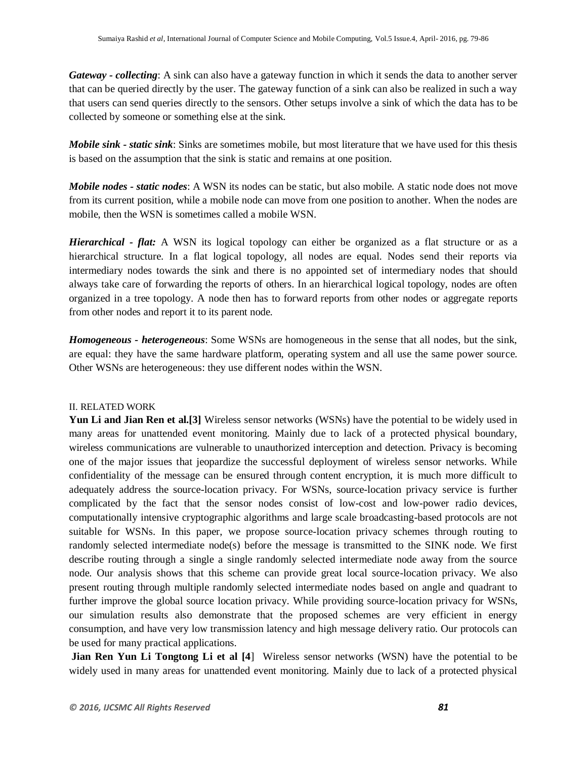*__Gateway - collecting__*: A sink can also have a gateway function in which it sends the data to another server that can be queried directly by the user. The gateway function of a sink can also be realized in such a way that users can send queries directly to the sensors. Other setups involve a sink of which the data has to be collected by someone or something else at the sink.

*__Mobile sink - static sink__*: Sinks are sometimes mobile, but most literature that we have used for this thesis is based on the assumption that the sink is static and remains at one position.

*__Mobile nodes - static nodes__*: A WSN its nodes can be static, but also mobile. A static node does not move from its current position, while a mobile node can move from one position to another. When the nodes are mobile, then the WSN is sometimes called a mobile WSN.

*__Hierarchical - flat:__* A WSN its logical topology can either be organized as a flat structure or as a hierarchical structure. In a flat logical topology, all nodes are equal. Nodes send their reports via intermediary nodes towards the sink and there is no appointed set of intermediary nodes that should always take care of forwarding the reports of others. In an hierarchical logical topology, nodes are often organized in a tree topology. A node then has to forward reports from other nodes or aggregate reports from other nodes and report it to its parent node.

*__Homogeneous - heterogeneous__*: Some WSNs are homogeneous in the sense that all nodes, but the sink, are equal: they have the same hardware platform, operating system and all use the same power source. Other WSNs are heterogeneous: they use different nodes within the WSN.

## II. RELATED WORK

**Yun Li and Jian Ren et al.[3]** Wireless sensor networks (WSNs) have the potential to be widely used in many areas for unattended event monitoring. Mainly due to lack of a protected physical boundary, wireless communications are vulnerable to unauthorized interception and detection. Privacy is becoming one of the major issues that jeopardize the successful deployment of wireless sensor networks. While confidentiality of the message can be ensured through content encryption, it is much more difficult to adequately address the source-location privacy. For WSNs, source-location privacy service is further complicated by the fact that the sensor nodes consist of low-cost and low-power radio devices, computationally intensive cryptographic algorithms and large scale broadcasting-based protocols are not suitable for WSNs. In this paper, we propose source-location privacy schemes through routing to randomly selected intermediate node(s) before the message is transmitted to the SINK node. We first describe routing through a single a single randomly selected intermediate node away from the source node. Our analysis shows that this scheme can provide great local source-location privacy. We also present routing through multiple randomly selected intermediate nodes based on angle and quadrant to further improve the global source location privacy. While providing source-location privacy for WSNs, our simulation results also demonstrate that the proposed schemes are very efficient in energy consumption, and have very low transmission latency and high message delivery ratio. Our protocols can be used for many practical applications.

**Jian Ren Yun Li Tongtong Li et al [4**] Wireless sensor networks (WSN) have the potential to be widely used in many areas for unattended event monitoring. Mainly due to lack of a protected physical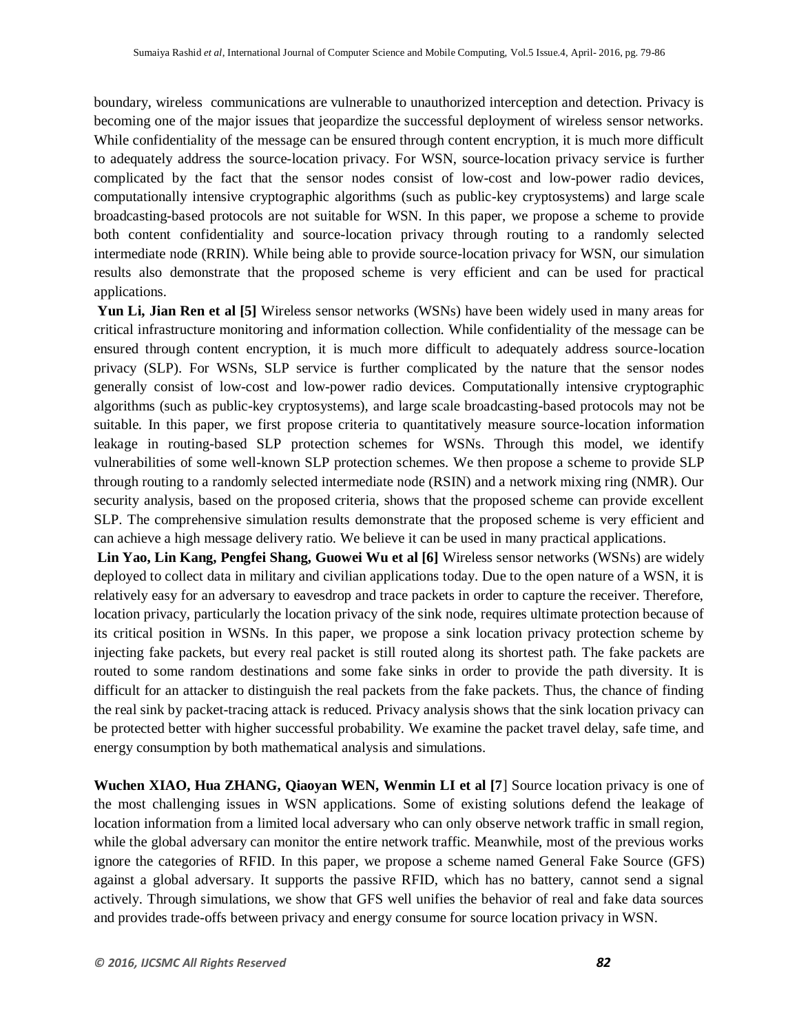boundary, wireless communications are vulnerable to unauthorized interception and detection. Privacy is becoming one of the major issues that jeopardize the successful deployment of wireless sensor networks. While confidentiality of the message can be ensured through content encryption, it is much more difficult to adequately address the source-location privacy. For WSN, source-location privacy service is further complicated by the fact that the sensor nodes consist of low-cost and low-power radio devices, computationally intensive cryptographic algorithms (such as public-key cryptosystems) and large scale broadcasting-based protocols are not suitable for WSN. In this paper, we propose a scheme to provide both content confidentiality and source-location privacy through routing to a randomly selected intermediate node (RRIN). While being able to provide source-location privacy for WSN, our simulation results also demonstrate that the proposed scheme is very efficient and can be used for practical applications.

**Yun Li, Jian Ren et al [5]** Wireless sensor networks (WSNs) have been widely used in many areas for critical infrastructure monitoring and information collection. While confidentiality of the message can be ensured through content encryption, it is much more difficult to adequately address source-location privacy (SLP). For WSNs, SLP service is further complicated by the nature that the sensor nodes generally consist of low-cost and low-power radio devices. Computationally intensive cryptographic algorithms (such as public-key cryptosystems), and large scale broadcasting-based protocols may not be suitable. In this paper, we first propose criteria to quantitatively measure source-location information leakage in routing-based SLP protection schemes for WSNs. Through this model, we identify vulnerabilities of some well-known SLP protection schemes. We then propose a scheme to provide SLP through routing to a randomly selected intermediate node (RSIN) and a network mixing ring (NMR). Our security analysis, based on the proposed criteria, shows that the proposed scheme can provide excellent SLP. The comprehensive simulation results demonstrate that the proposed scheme is very efficient and can achieve a high message delivery ratio. We believe it can be used in many practical applications.

**Lin Yao, Lin Kang, Pengfei Shang, Guowei Wu et al [6]** Wireless sensor networks (WSNs) are widely deployed to collect data in military and civilian applications today. Due to the open nature of a WSN, it is relatively easy for an adversary to eavesdrop and trace packets in order to capture the receiver. Therefore, location privacy, particularly the location privacy of the sink node, requires ultimate protection because of its critical position in WSNs. In this paper, we propose a sink location privacy protection scheme by injecting fake packets, but every real packet is still routed along its shortest path. The fake packets are routed to some random destinations and some fake sinks in order to provide the path diversity. It is difficult for an attacker to distinguish the real packets from the fake packets. Thus, the chance of finding the real sink by packet-tracing attack is reduced. Privacy analysis shows that the sink location privacy can be protected better with higher successful probability. We examine the packet travel delay, safe time, and energy consumption by both mathematical analysis and simulations.

**Wuchen XIAO, Hua ZHANG, Qiaoyan WEN, Wenmin LI et al [7]** Source location privacy is one of the most challenging issues in WSN applications. Some of existing solutions defend the leakage of location information from a limited local adversary who can only observe network traffic in small region, while the global adversary can monitor the entire network traffic. Meanwhile, most of the previous works ignore the categories of RFID. In this paper, we propose a scheme named General Fake Source (GFS) against a global adversary. It supports the passive RFID, which has no battery, cannot send a signal actively. Through simulations, we show that GFS well unifies the behavior of real and fake data sources and provides trade-offs between privacy and energy consume for source location privacy in WSN.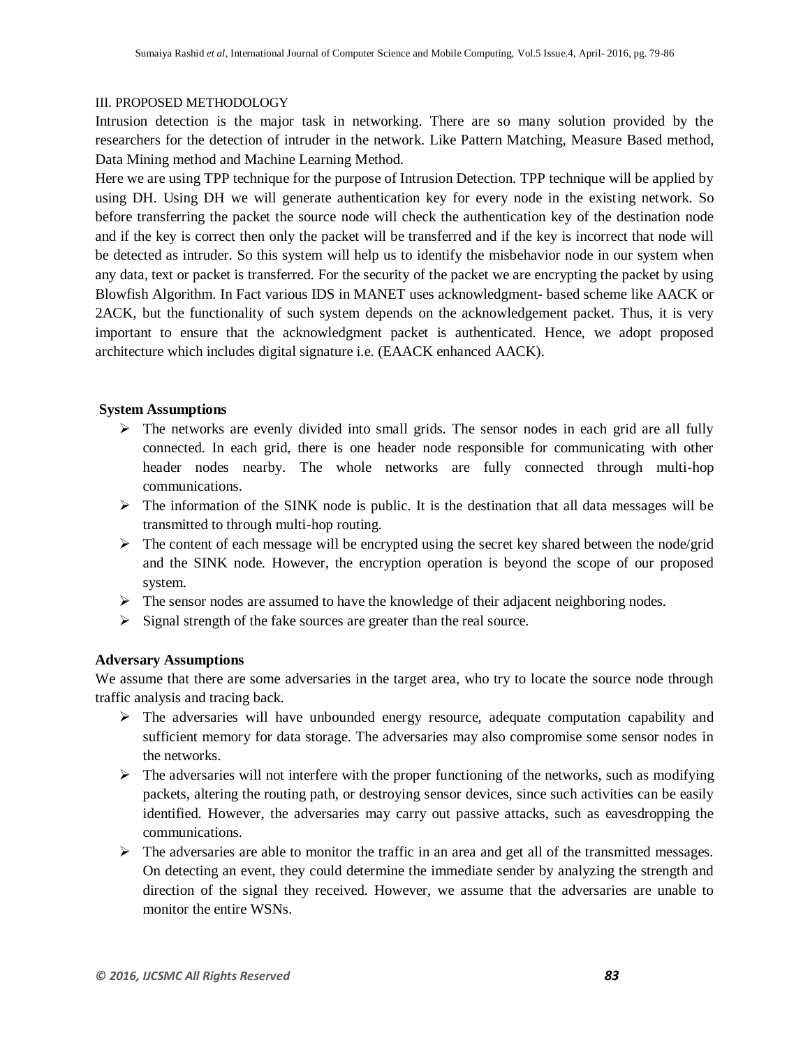## III. PROPOSED METHODOLOGY

Intrusion detection is the major task in networking. There are so many solution provided by the researchers for the detection of intruder in the network. Like Pattern Matching, Measure Based method, Data Mining method and Machine Learning Method.

Here we are using TPP technique for the purpose of Intrusion Detection. TPP technique will be applied by using DH. Using DH we will generate authentication key for every node in the existing network. So before transferring the packet the source node will check the authentication key of the destination node and if the key is correct then only the packet will be transferred and if the key is incorrect that node will be detected as intruder. So this system will help us to identify the misbehavior node in our system when any data, text or packet is transferred. For the security of the packet we are encrypting the packet by using Blowfish Algorithm. In Fact various IDS in MANET uses acknowledgment- based scheme like AACK or 2ACK, but the functionality of such system depends on the acknowledgement packet. Thus, it is very important to ensure that the acknowledgment packet is authenticated. Hence, we adopt proposed architecture which includes digital signature i.e. (EAACK enhanced AACK).

**System Assumptions**

- The networks are evenly divided into small grids. The sensor nodes in each grid are all fully connected. In each grid, there is one header node responsible for communicating with other header nodes nearby. The whole networks are fully connected through multi-hop communications.
- The information of the SINK node is public. It is the destination that all data messages will be transmitted to through multi-hop routing.
- The content of each message will be encrypted using the secret key shared between the node/grid and the SINK node. However, the encryption operation is beyond the scope of our proposed system.
- The sensor nodes are assumed to have the knowledge of their adjacent neighboring nodes.
- Signal strength of the fake sources are greater than the real source.

**Adversary Assumptions**

We assume that there are some adversaries in the target area, who try to locate the source node through traffic analysis and tracing back.

- The adversaries will have unbounded energy resource, adequate computation capability and sufficient memory for data storage. The adversaries may also compromise some sensor nodes in the networks.
- The adversaries will not interfere with the proper functioning of the networks, such as modifying packets, altering the routing path, or destroying sensor devices, since such activities can be easily identified. However, the adversaries may carry out passive attacks, such as eavesdropping the communications.
- The adversaries are able to monitor the traffic in an area and get all of the transmitted messages. On detecting an event, they could determine the immediate sender by analyzing the strength and direction of the signal they received. However, we assume that the adversaries are unable to monitor the entire WSNs.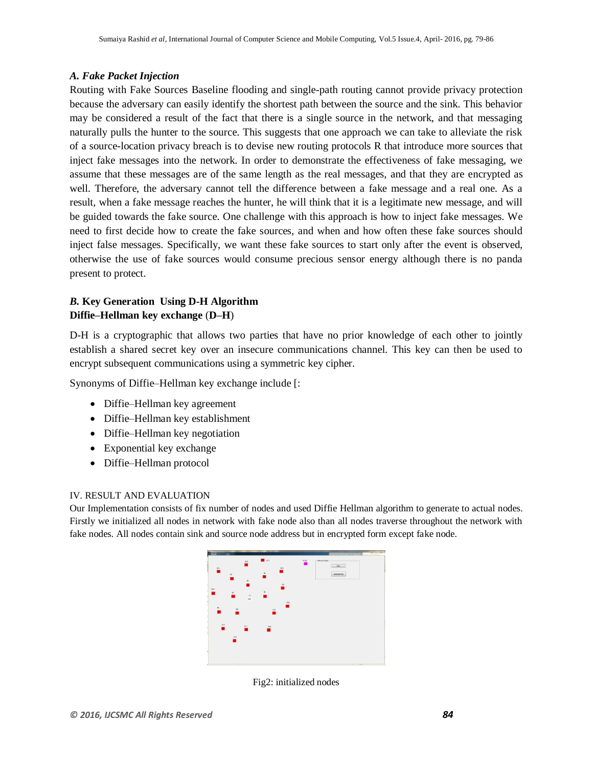### *A. Fake Packet Injection*

Routing with Fake Sources Baseline flooding and single-path routing cannot provide privacy protection because the adversary can easily identify the shortest path between the source and the sink. This behavior may be considered a result of the fact that there is a single source in the network, and that messaging naturally pulls the hunter to the source. This suggests that one approach we can take to alleviate the risk of a source-location privacy breach is to devise new routing protocols R that introduce more sources that inject fake messages into the network. In order to demonstrate the effectiveness of fake messaging, we assume that these messages are of the same length as the real messages, and that they are encrypted as well. Therefore, the adversary cannot tell the difference between a fake message and a real one. As a result, when a fake message reaches the hunter, he will think that it is a legitimate new message, and will be guided towards the fake source. One challenge with this approach is how to inject fake messages. We need to first decide how to create the fake sources, and when and how often these fake sources should inject false messages. Specifically, we want these fake sources to start only after the event is observed, otherwise the use of fake sources would consume precious sensor energy although there is no panda present to protect.

### ***B.* Key Generation Using D-H Algorithm**

**Diffie–Hellman key exchange (D–H)**

D-H is a cryptographic that allows two parties that have no prior knowledge of each other to jointly establish a shared secret key over an insecure communications channel. This key can then be used to encrypt subsequent communications using a symmetric key cipher.

Synonyms of Diffie–Hellman key exchange include [:

- Diffie–Hellman key agreement
- Diffie–Hellman key establishment
- Diffie–Hellman key negotiation
- Exponential key exchange
- Diffie–Hellman protocol

## IV. RESULT AND EVALUATION

Our Implementation consists of fix number of nodes and used Diffie Hellman algorithm to generate to actual nodes. Firstly we initialized all nodes in network with fake node also than all nodes traverse throughout the network with fake nodes. All nodes contain sink and source node address but in encrypted form except fake node.

Fig2: initialized nodes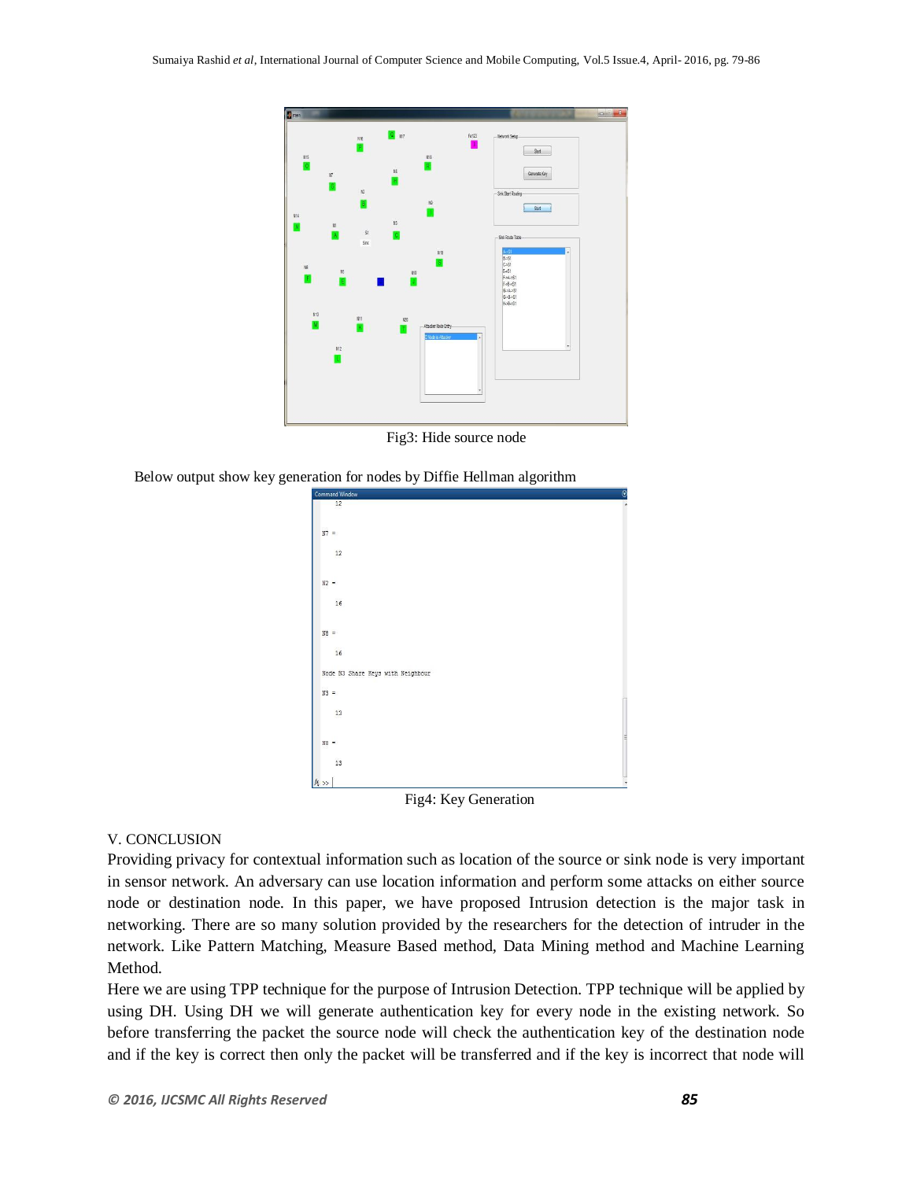Fig3: Hide source node

Below output show key generation for nodes by Diffie Hellman algorithm

Fig4: Key Generation

## V. CONCLUSION

Providing privacy for contextual information such as location of the source or sink node is very important in sensor network. An adversary can use location information and perform some attacks on either source node or destination node. In this paper, we have proposed Intrusion detection is the major task in networking. There are so many solution provided by the researchers for the detection of intruder in the network. Like Pattern Matching, Measure Based method, Data Mining method and Machine Learning Method.

Here we are using TPP technique for the purpose of Intrusion Detection. TPP technique will be applied by using DH. Using DH we will generate authentication key for every node in the existing network. So before transferring the packet the source node will check the authentication key of the destination node and if the key is correct then only the packet will be transferred and if the key is incorrect that node will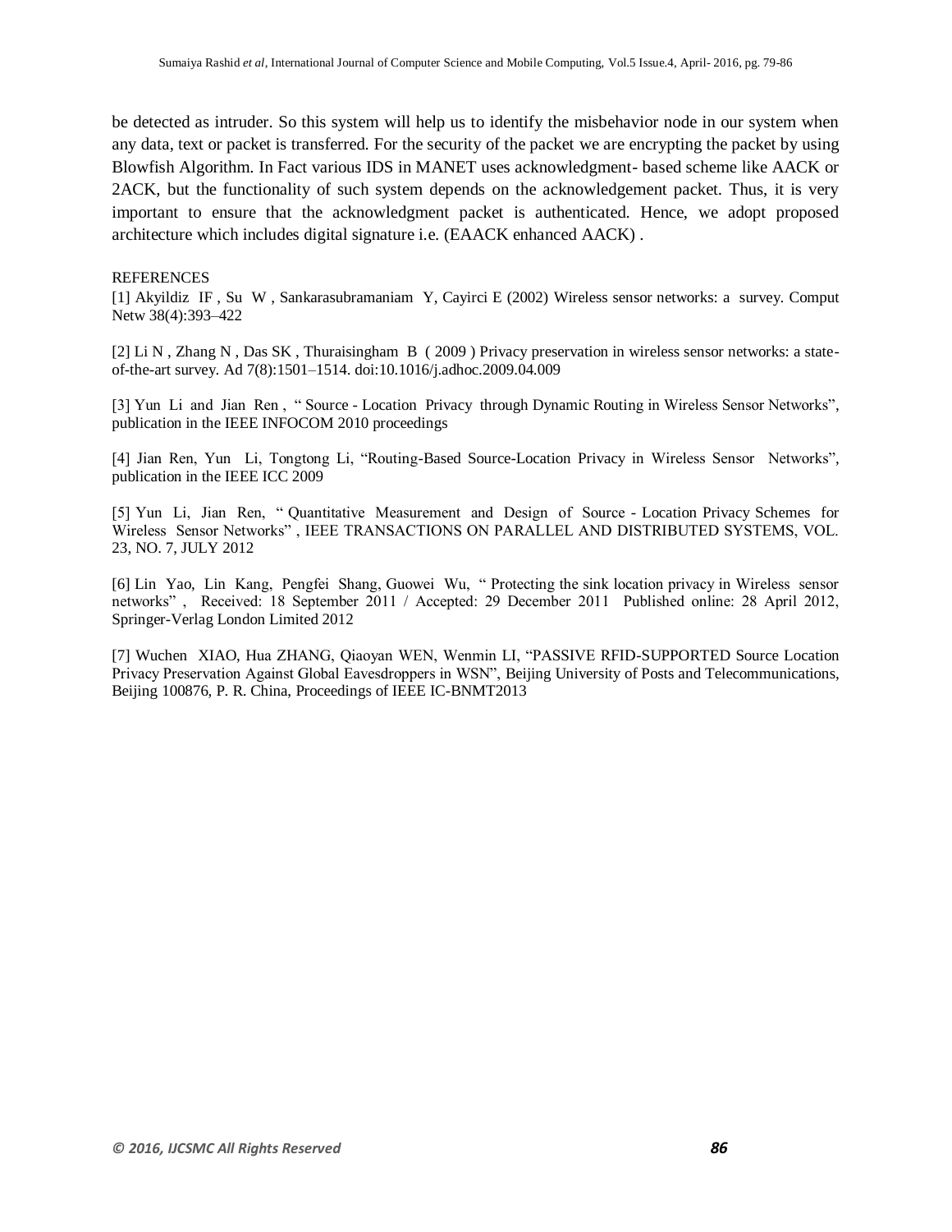be detected as intruder. So this system will help us to identify the misbehavior node in our system when any data, text or packet is transferred. For the security of the packet we are encrypting the packet by using Blowfish Algorithm. In Fact various IDS in MANET uses acknowledgment- based scheme like AACK or 2ACK, but the functionality of such system depends on the acknowledgement packet. Thus, it is very important to ensure that the acknowledgment packet is authenticated. Hence, we adopt proposed architecture which includes digital signature i.e. (EAACK enhanced AACK) .

## REFERENCES

[1] Akyildiz IF , Su W , Sankarasubramaniam Y, Cayirci E (2002) Wireless sensor networks: a survey. Comput Netw 38(4):393–422

[2] Li N , Zhang N , Das SK , Thuraisingham B ( 2009 ) Privacy preservation in wireless sensor networks: a state-of-the-art survey. Ad 7(8):1501–1514. doi:10.1016/j.adhoc.2009.04.009

[3] Yun Li and Jian Ren , " Source - Location Privacy through Dynamic Routing in Wireless Sensor Networks", publication in the IEEE INFOCOM 2010 proceedings

[4] Jian Ren, Yun Li, Tongtong Li, "Routing-Based Source-Location Privacy in Wireless Sensor Networks", publication in the IEEE ICC 2009

[5] Yun Li, Jian Ren, " Quantitative Measurement and Design of Source - Location Privacy Schemes for Wireless Sensor Networks" , IEEE TRANSACTIONS ON PARALLEL AND DISTRIBUTED SYSTEMS, VOL. 23, NO. 7, JULY 2012

[6] Lin Yao, Lin Kang, Pengfei Shang, Guowei Wu, " Protecting the sink location privacy in Wireless sensor networks" , Received: 18 September 2011 / Accepted: 29 December 2011 Published online: 28 April 2012, Springer-Verlag London Limited 2012

[7] Wuchen XIAO, Hua ZHANG, Qiaoyan WEN, Wenmin LI, "PASSIVE RFID-SUPPORTED Source Location Privacy Preservation Against Global Eavesdroppers in WSN", Beijing University of Posts and Telecommunications, Beijing 100876, P. R. China, Proceedings of IEEE IC-BNMT2013